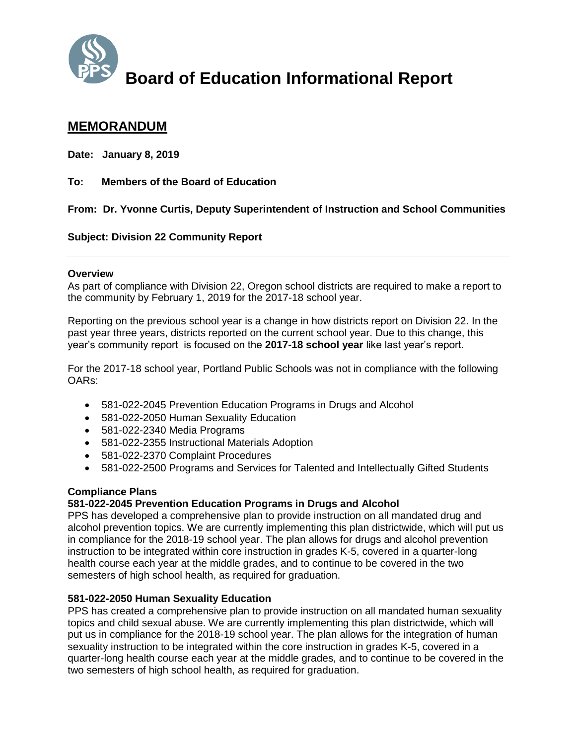# Board of Education Informational Report

## MEMORANDUM

**Date: January 8, 2019**

**To: Members of the Board of Education**

**From: Dr. Yvonne Curtis, Deputy Superintendent of Instruction and School Communities**

**Subject: Division 22 Community Report**

---

**Overview**

As part of compliance with Division 22, Oregon school districts are required to make a report to the community by February 1, 2019 for the 2017-18 school year.

Reporting on the previous school year is a change in how districts report on Division 22. In the past year three years, districts reported on the current school year. Due to this change, this year's community report is focused on the **2017-18 school year** like last year's report.

For the 2017-18 school year, Portland Public Schools was not in compliance with the following OARs:

- 581-022-2045 Prevention Education Programs in Drugs and Alcohol
- 581-022-2050 Human Sexuality Education
- 581-022-2340 Media Programs
- 581-022-2355 Instructional Materials Adoption
- 581-022-2370 Complaint Procedures
- 581-022-2500 Programs and Services for Talented and Intellectually Gifted Students

**Compliance Plans**

**581-022-2045 Prevention Education Programs in Drugs and Alcohol**

PPS has developed a comprehensive plan to provide instruction on all mandated drug and alcohol prevention topics. We are currently implementing this plan districtwide, which will put us in compliance for the 2018-19 school year. The plan allows for drugs and alcohol prevention instruction to be integrated within core instruction in grades K-5, covered in a quarter-long health course each year at the middle grades, and to continue to be covered in the two semesters of high school health, as required for graduation.

**581-022-2050 Human Sexuality Education**

PPS has created a comprehensive plan to provide instruction on all mandated human sexuality topics and child sexual abuse. We are currently implementing this plan districtwide, which will put us in compliance for the 2018-19 school year. The plan allows for the integration of human sexuality instruction to be integrated within the core instruction in grades K-5, covered in a quarter-long health course each year at the middle grades, and to continue to be covered in the two semesters of high school health, as required for graduation.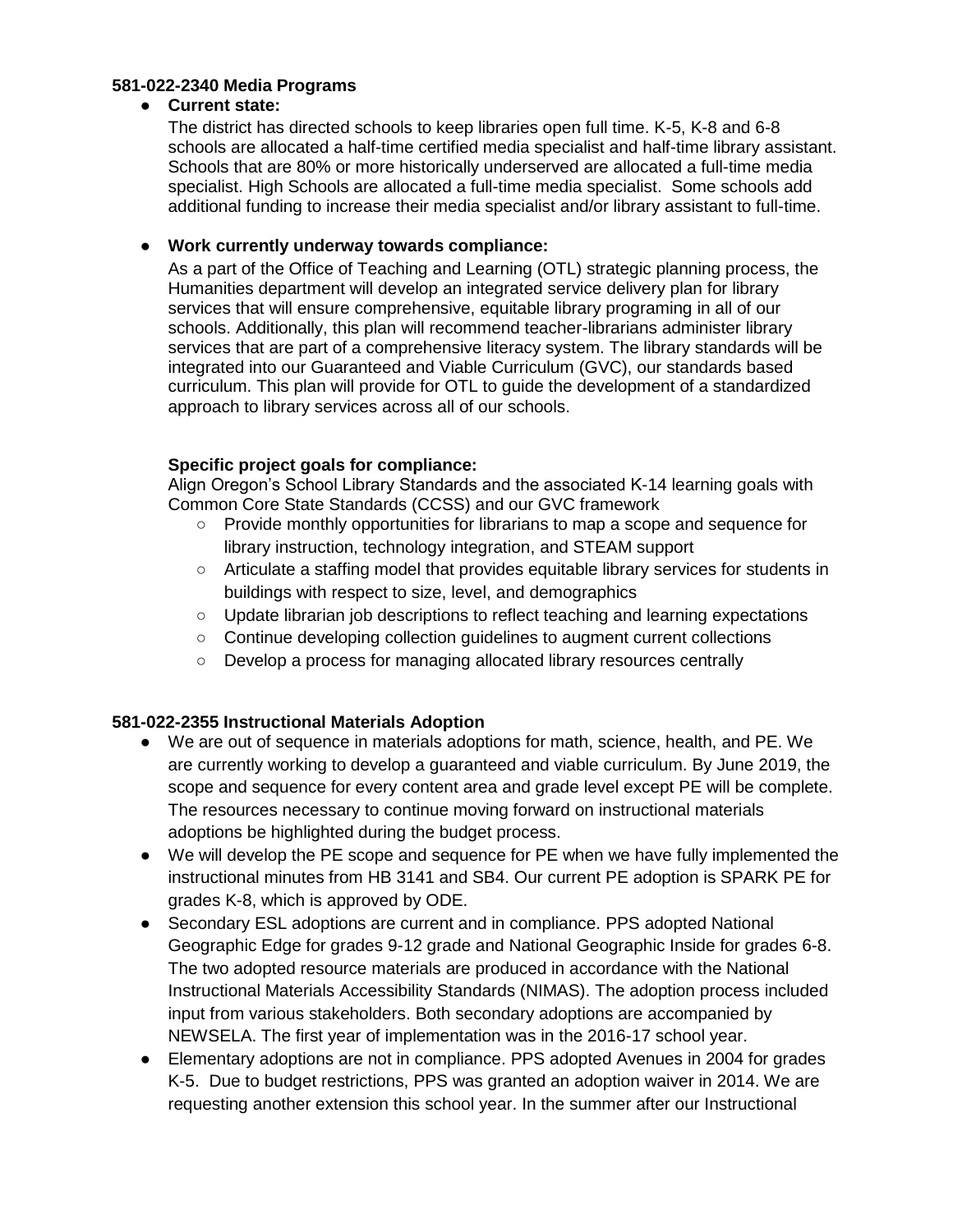**581-022-2340 Media Programs**

- **Current state:**

  The district has directed schools to keep libraries open full time. K-5, K-8 and 6-8 schools are allocated a half-time certified media specialist and half-time library assistant. Schools that are 80% or more historically underserved are allocated a full-time media specialist. High Schools are allocated a full-time media specialist. Some schools add additional funding to increase their media specialist and/or library assistant to full-time.

- **Work currently underway towards compliance:**

  As a part of the Office of Teaching and Learning (OTL) strategic planning process, the Humanities department will develop an integrated service delivery plan for library services that will ensure comprehensive, equitable library programing in all of our schools. Additionally, this plan will recommend teacher-librarians administer library services that are part of a comprehensive literacy system. The library standards will be integrated into our Guaranteed and Viable Curriculum (GVC), our standards based curriculum. This plan will provide for OTL to guide the development of a standardized approach to library services across all of our schools.

  **Specific project goals for compliance:**

  Align Oregon's School Library Standards and the associated K-14 learning goals with Common Core State Standards (CCSS) and our GVC framework

  - Provide monthly opportunities for librarians to map a scope and sequence for library instruction, technology integration, and STEAM support
  - Articulate a staffing model that provides equitable library services for students in buildings with respect to size, level, and demographics
  - Update librarian job descriptions to reflect teaching and learning expectations
  - Continue developing collection guidelines to augment current collections
  - Develop a process for managing allocated library resources centrally

**581-022-2355 Instructional Materials Adoption**

- We are out of sequence in materials adoptions for math, science, health, and PE. We are currently working to develop a guaranteed and viable curriculum. By June 2019, the scope and sequence for every content area and grade level except PE will be complete. The resources necessary to continue moving forward on instructional materials adoptions be highlighted during the budget process.
- We will develop the PE scope and sequence for PE when we have fully implemented the instructional minutes from HB 3141 and SB4. Our current PE adoption is SPARK PE for grades K-8, which is approved by ODE.
- Secondary ESL adoptions are current and in compliance. PPS adopted National Geographic Edge for grades 9-12 grade and National Geographic Inside for grades 6-8. The two adopted resource materials are produced in accordance with the National Instructional Materials Accessibility Standards (NIMAS). The adoption process included input from various stakeholders. Both secondary adoptions are accompanied by NEWSELA. The first year of implementation was in the 2016-17 school year.
- Elementary adoptions are not in compliance. PPS adopted Avenues in 2004 for grades K-5. Due to budget restrictions, PPS was granted an adoption waiver in 2014. We are requesting another extension this school year. In the summer after our Instructional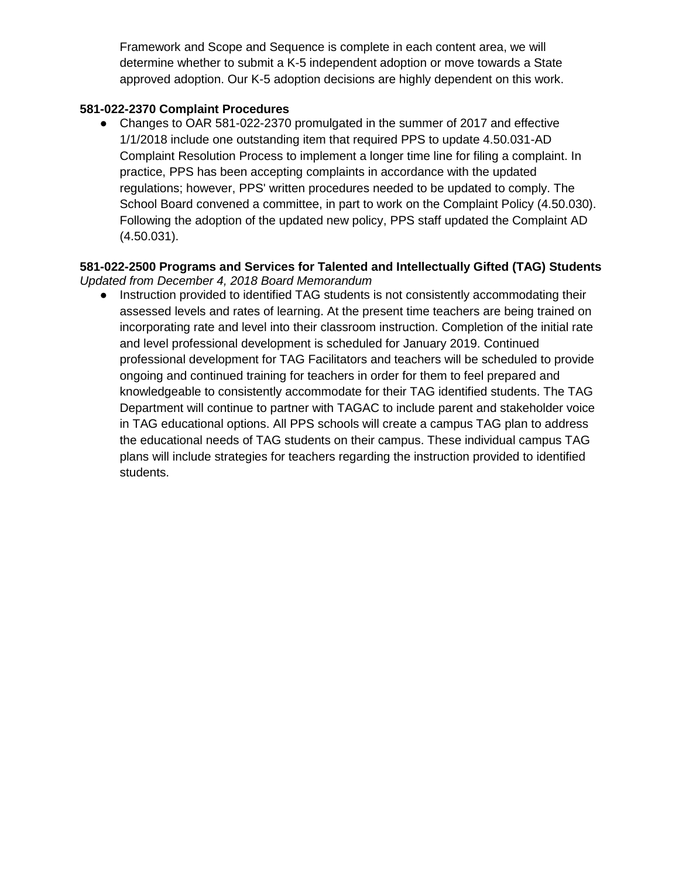Framework and Scope and Sequence is complete in each content area, we will determine whether to submit a K-5 independent adoption or move towards a State approved adoption. Our K-5 adoption decisions are highly dependent on this work.

**581-022-2370 Complaint Procedures**

- Changes to OAR 581-022-2370 promulgated in the summer of 2017 and effective 1/1/2018 include one outstanding item that required PPS to update 4.50.031-AD Complaint Resolution Process to implement a longer time line for filing a complaint. In practice, PPS has been accepting complaints in accordance with the updated regulations; however, PPS' written procedures needed to be updated to comply. The School Board convened a committee, in part to work on the Complaint Policy (4.50.030). Following the adoption of the updated new policy, PPS staff updated the Complaint AD (4.50.031).

**581-022-2500 Programs and Services for Talented and Intellectually Gifted (TAG) Students**
*Updated from December 4, 2018 Board Memorandum*

- Instruction provided to identified TAG students is not consistently accommodating their assessed levels and rates of learning. At the present time teachers are being trained on incorporating rate and level into their classroom instruction. Completion of the initial rate and level professional development is scheduled for January 2019. Continued professional development for TAG Facilitators and teachers will be scheduled to provide ongoing and continued training for teachers in order for them to feel prepared and knowledgeable to consistently accommodate for their TAG identified students. The TAG Department will continue to partner with TAGAC to include parent and stakeholder voice in TAG educational options. All PPS schools will create a campus TAG plan to address the educational needs of TAG students on their campus. These individual campus TAG plans will include strategies for teachers regarding the instruction provided to identified students.